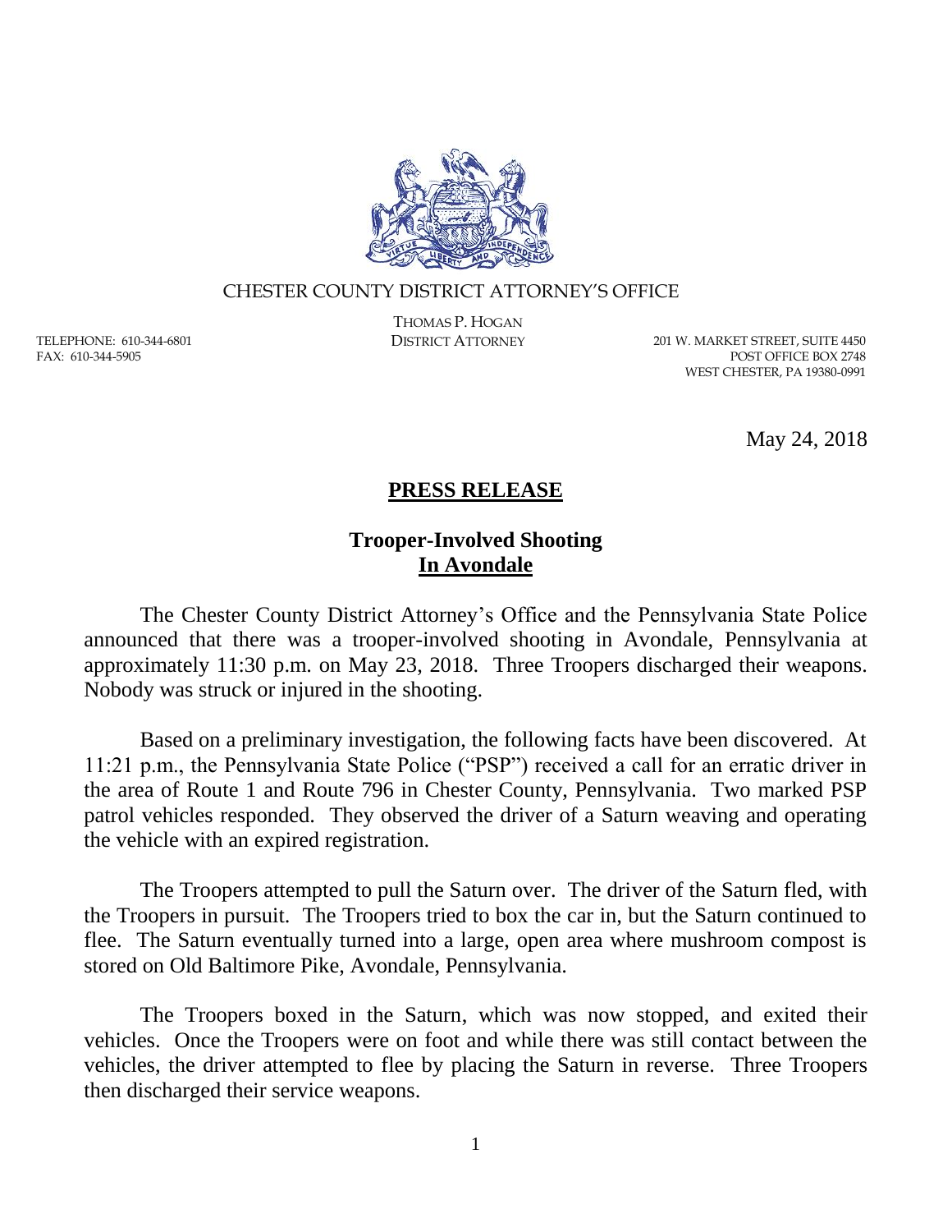CHESTER COUNTY DISTRICT ATTORNEY'S OFFICE

THOMAS P. HOGAN
DISTRICT ATTORNEY

TELEPHONE: 610-344-6801
FAX: 610-344-5905

201 W. MARKET STREET, SUITE 4450
POST OFFICE BOX 2748
WEST CHESTER, PA 19380-0991

May 24, 2018

# PRESS RELEASE

## Trooper-Involved Shooting In Avondale

The Chester County District Attorney's Office and the Pennsylvania State Police announced that there was a trooper-involved shooting in Avondale, Pennsylvania at approximately 11:30 p.m. on May 23, 2018. Three Troopers discharged their weapons. Nobody was struck or injured in the shooting.

Based on a preliminary investigation, the following facts have been discovered. At 11:21 p.m., the Pennsylvania State Police ("PSP") received a call for an erratic driver in the area of Route 1 and Route 796 in Chester County, Pennsylvania. Two marked PSP patrol vehicles responded. They observed the driver of a Saturn weaving and operating the vehicle with an expired registration.

The Troopers attempted to pull the Saturn over. The driver of the Saturn fled, with the Troopers in pursuit. The Troopers tried to box the car in, but the Saturn continued to flee. The Saturn eventually turned into a large, open area where mushroom compost is stored on Old Baltimore Pike, Avondale, Pennsylvania.

The Troopers boxed in the Saturn, which was now stopped, and exited their vehicles. Once the Troopers were on foot and while there was still contact between the vehicles, the driver attempted to flee by placing the Saturn in reverse. Three Troopers then discharged their service weapons.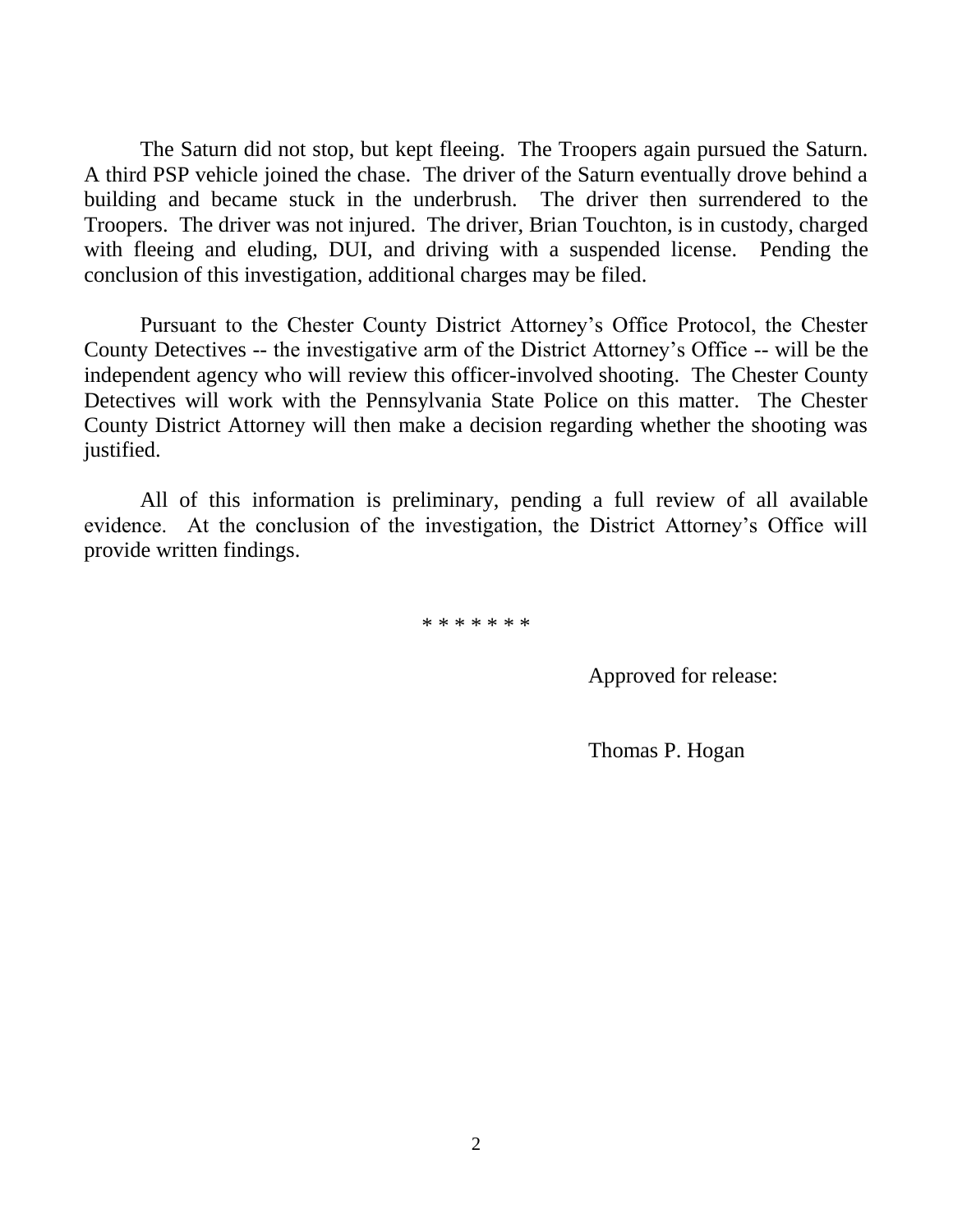The Saturn did not stop, but kept fleeing. The Troopers again pursued the Saturn. A third PSP vehicle joined the chase. The driver of the Saturn eventually drove behind a building and became stuck in the underbrush. The driver then surrendered to the Troopers. The driver was not injured. The driver, Brian Touchton, is in custody, charged with fleeing and eluding, DUI, and driving with a suspended license. Pending the conclusion of this investigation, additional charges may be filed.

Pursuant to the Chester County District Attorney's Office Protocol, the Chester County Detectives -- the investigative arm of the District Attorney's Office -- will be the independent agency who will review this officer-involved shooting. The Chester County Detectives will work with the Pennsylvania State Police on this matter. The Chester County District Attorney will then make a decision regarding whether the shooting was justified.

All of this information is preliminary, pending a full review of all available evidence. At the conclusion of the investigation, the District Attorney's Office will provide written findings.

* * * * * * *

Approved for release:

Thomas P. Hogan